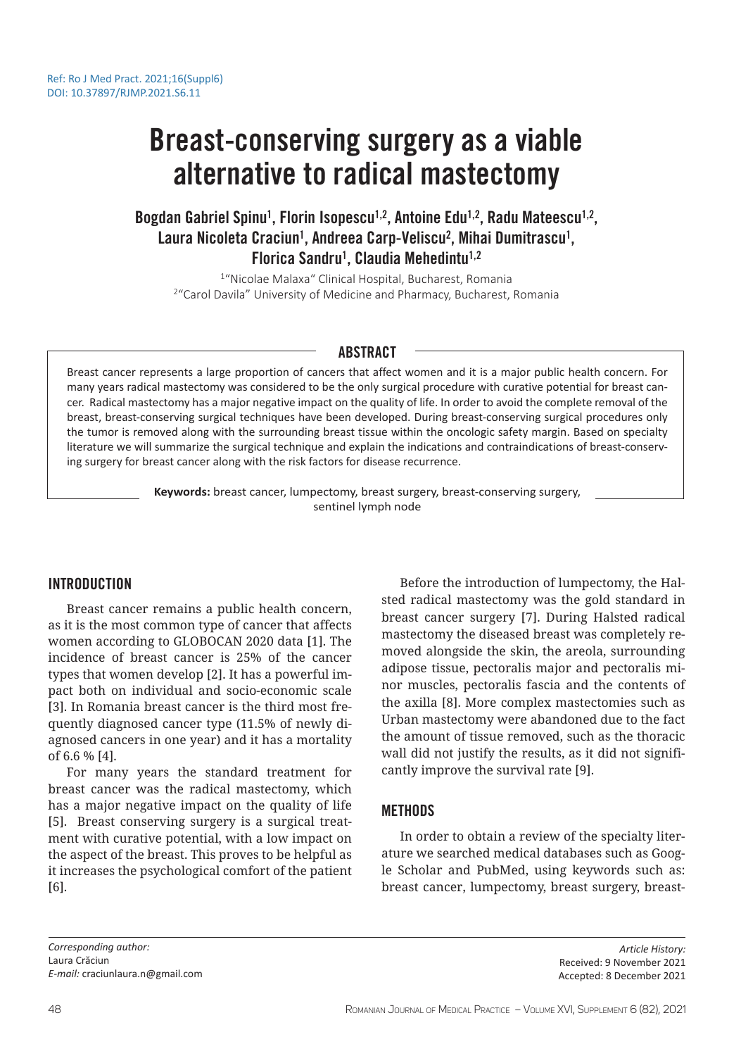Ref: Ro J Med Pract. 2021;16(Suppl6)
DOI: 10.37897/RJMP.2021.S6.11

# Breast-conserving surgery as a viable alternative to radical mastectomy

**Bogdan Gabriel Spinu[1], Florin Isopescu[1,2], Antoine Edu[1,2], Radu Mateescu[1,2], Laura Nicoleta Craciun[1], Andreea Carp-Veliscu[2], Mihai Dumitrascu[1], Florica Sandru[1], Claudia Mehedintu[1,2]**

[1]"Nicolae Malaxa" Clinical Hospital, Bucharest, Romania
[2]"Carol Davila" University of Medicine and Pharmacy, Bucharest, Romania

## ABSTRACT

Breast cancer represents a large proportion of cancers that affect women and it is a major public health concern. For many years radical mastectomy was considered to be the only surgical procedure with curative potential for breast cancer. Radical mastectomy has a major negative impact on the quality of life. In order to avoid the complete removal of the breast, breast-conserving surgical techniques have been developed. During breast-conserving surgical procedures only the tumor is removed along with the surrounding breast tissue within the oncologic safety margin. Based on specialty literature we will summarize the surgical technique and explain the indications and contraindications of breast-conserving surgery for breast cancer along with the risk factors for disease recurrence.

**Keywords:** breast cancer, lumpectomy, breast surgery, breast-conserving surgery, sentinel lymph node

## INTRODUCTION

Breast cancer remains a public health concern, as it is the most common type of cancer that affects women according to GLOBOCAN 2020 data [1]. The incidence of breast cancer is 25% of the cancer types that women develop [2]. It has a powerful impact both on individual and socio-economic scale [3]. In Romania breast cancer is the third most frequently diagnosed cancer type (11.5% of newly diagnosed cancers in one year) and it has a mortality of 6.6 % [4].

For many years the standard treatment for breast cancer was the radical mastectomy, which has a major negative impact on the quality of life [5]. Breast conserving surgery is a surgical treatment with curative potential, with a low impact on the aspect of the breast. This proves to be helpful as it increases the psychological comfort of the patient [6].

Before the introduction of lumpectomy, the Halsted radical mastectomy was the gold standard in breast cancer surgery [7]. During Halsted radical mastectomy the diseased breast was completely removed alongside the skin, the areola, surrounding adipose tissue, pectoralis major and pectoralis minor muscles, pectoralis fascia and the contents of the axilla [8]. More complex mastectomies such as Urban mastectomy were abandoned due to the fact the amount of tissue removed, such as the thoracic wall did not justify the results, as it did not significantly improve the survival rate [9].

## METHODS

In order to obtain a review of the specialty literature we searched medical databases such as Google Scholar and PubMed, using keywords such as: breast cancer, lumpectomy, breast surgery, breast-

*Corresponding author:*
Laura Crăciun
*E-mail:* craciunlaura.n@gmail.com

*Article History:*
Received: 9 November 2021
Accepted: 8 December 2021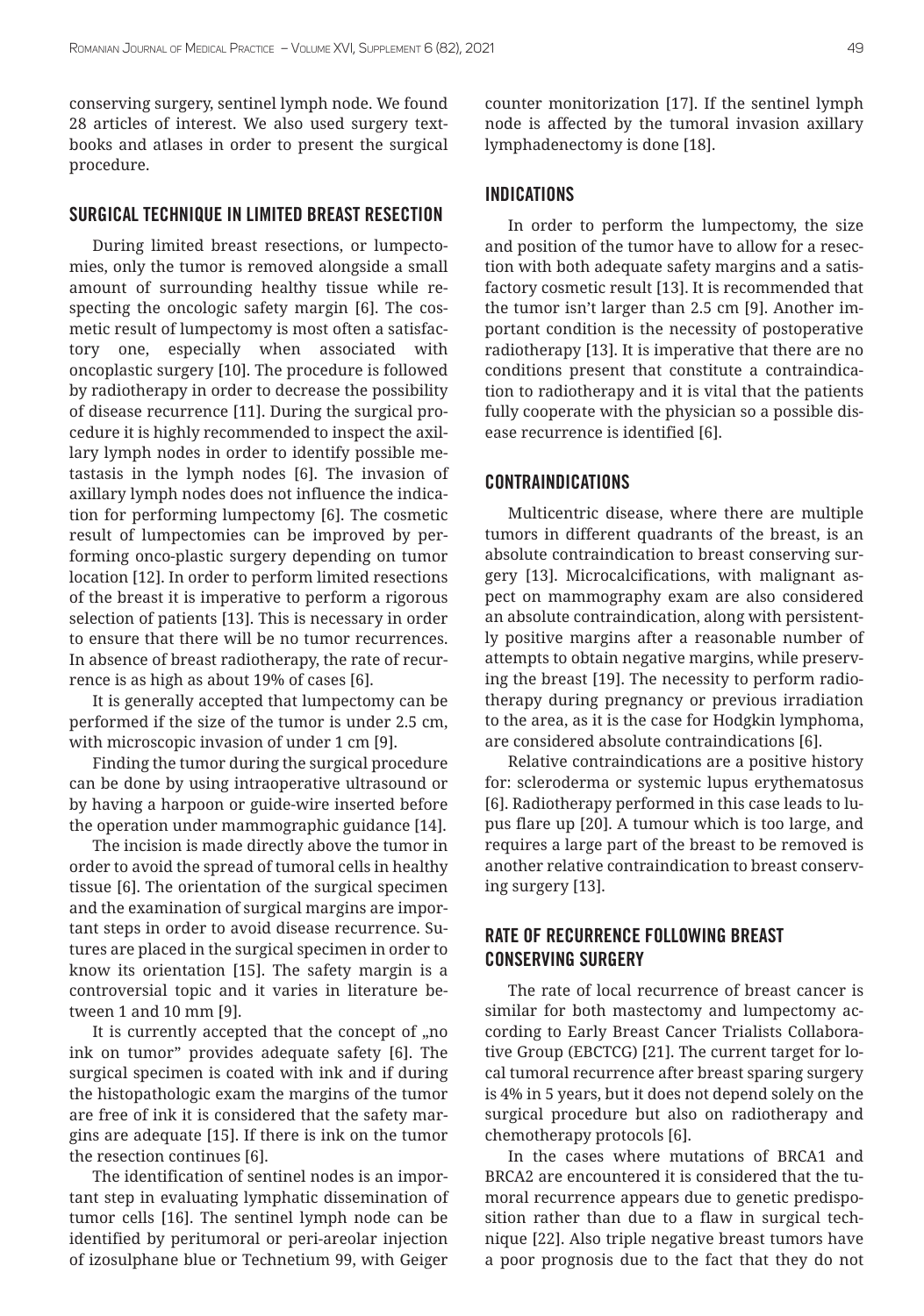conserving surgery, sentinel lymph node. We found 28 articles of interest. We also used surgery textbooks and atlases in order to present the surgical procedure.

## SURGICAL TECHNIQUE IN LIMITED BREAST RESECTION

During limited breast resections, or lumpectomies, only the tumor is removed alongside a small amount of surrounding healthy tissue while respecting the oncologic safety margin [6]. The cosmetic result of lumpectomy is most often a satisfactory one, especially when associated with oncoplastic surgery [10]. The procedure is followed by radiotherapy in order to decrease the possibility of disease recurrence [11]. During the surgical procedure it is highly recommended to inspect the axillary lymph nodes in order to identify possible metastasis in the lymph nodes [6]. The invasion of axillary lymph nodes does not influence the indication for performing lumpectomy [6]. The cosmetic result of lumpectomies can be improved by performing onco-plastic surgery depending on tumor location [12]. In order to perform limited resections of the breast it is imperative to perform a rigorous selection of patients [13]. This is necessary in order to ensure that there will be no tumor recurrences. In absence of breast radiotherapy, the rate of recurrence is as high as about 19% of cases [6].

It is generally accepted that lumpectomy can be performed if the size of the tumor is under 2.5 cm, with microscopic invasion of under 1 cm [9].

Finding the tumor during the surgical procedure can be done by using intraoperative ultrasound or by having a harpoon or guide-wire inserted before the operation under mammographic guidance [14].

The incision is made directly above the tumor in order to avoid the spread of tumoral cells in healthy tissue [6]. The orientation of the surgical specimen and the examination of surgical margins are important steps in order to avoid disease recurrence. Sutures are placed in the surgical specimen in order to know its orientation [15]. The safety margin is a controversial topic and it varies in literature between 1 and 10 mm [9].

It is currently accepted that the concept of „no ink on tumor" provides adequate safety [6]. The surgical specimen is coated with ink and if during the histopathologic exam the margins of the tumor are free of ink it is considered that the safety margins are adequate [15]. If there is ink on the tumor the resection continues [6].

The identification of sentinel nodes is an important step in evaluating lymphatic dissemination of tumor cells [16]. The sentinel lymph node can be identified by peritumoral or peri-areolar injection of izosulphane blue or Technetium 99, with Geiger counter monitorization [17]. If the sentinel lymph node is affected by the tumoral invasion axillary lymphadenectomy is done [18].

## INDICATIONS

In order to perform the lumpectomy, the size and position of the tumor have to allow for a resection with both adequate safety margins and a satisfactory cosmetic result [13]. It is recommended that the tumor isn't larger than 2.5 cm [9]. Another important condition is the necessity of postoperative radiotherapy [13]. It is imperative that there are no conditions present that constitute a contraindication to radiotherapy and it is vital that the patients fully cooperate with the physician so a possible disease recurrence is identified [6].

## CONTRAINDICATIONS

Multicentric disease, where there are multiple tumors in different quadrants of the breast, is an absolute contraindication to breast conserving surgery [13]. Microcalcifications, with malignant aspect on mammography exam are also considered an absolute contraindication, along with persistently positive margins after a reasonable number of attempts to obtain negative margins, while preserving the breast [19]. The necessity to perform radiotherapy during pregnancy or previous irradiation to the area, as it is the case for Hodgkin lymphoma, are considered absolute contraindications [6].

Relative contraindications are a positive history for: scleroderma or systemic lupus erythematosus [6]. Radiotherapy performed in this case leads to lupus flare up [20]. A tumour which is too large, and requires a large part of the breast to be removed is another relative contraindication to breast conserving surgery [13].

## RATE OF RECURRENCE FOLLOWING BREAST CONSERVING SURGERY

The rate of local recurrence of breast cancer is similar for both mastectomy and lumpectomy according to Early Breast Cancer Trialists Collaborative Group (EBCTCG) [21]. The current target for local tumoral recurrence after breast sparing surgery is 4% in 5 years, but it does not depend solely on the surgical procedure but also on radiotherapy and chemotherapy protocols [6].

In the cases where mutations of BRCA1 and BRCA2 are encountered it is considered that the tumoral recurrence appears due to genetic predisposition rather than due to a flaw in surgical technique [22]. Also triple negative breast tumors have a poor prognosis due to the fact that they do not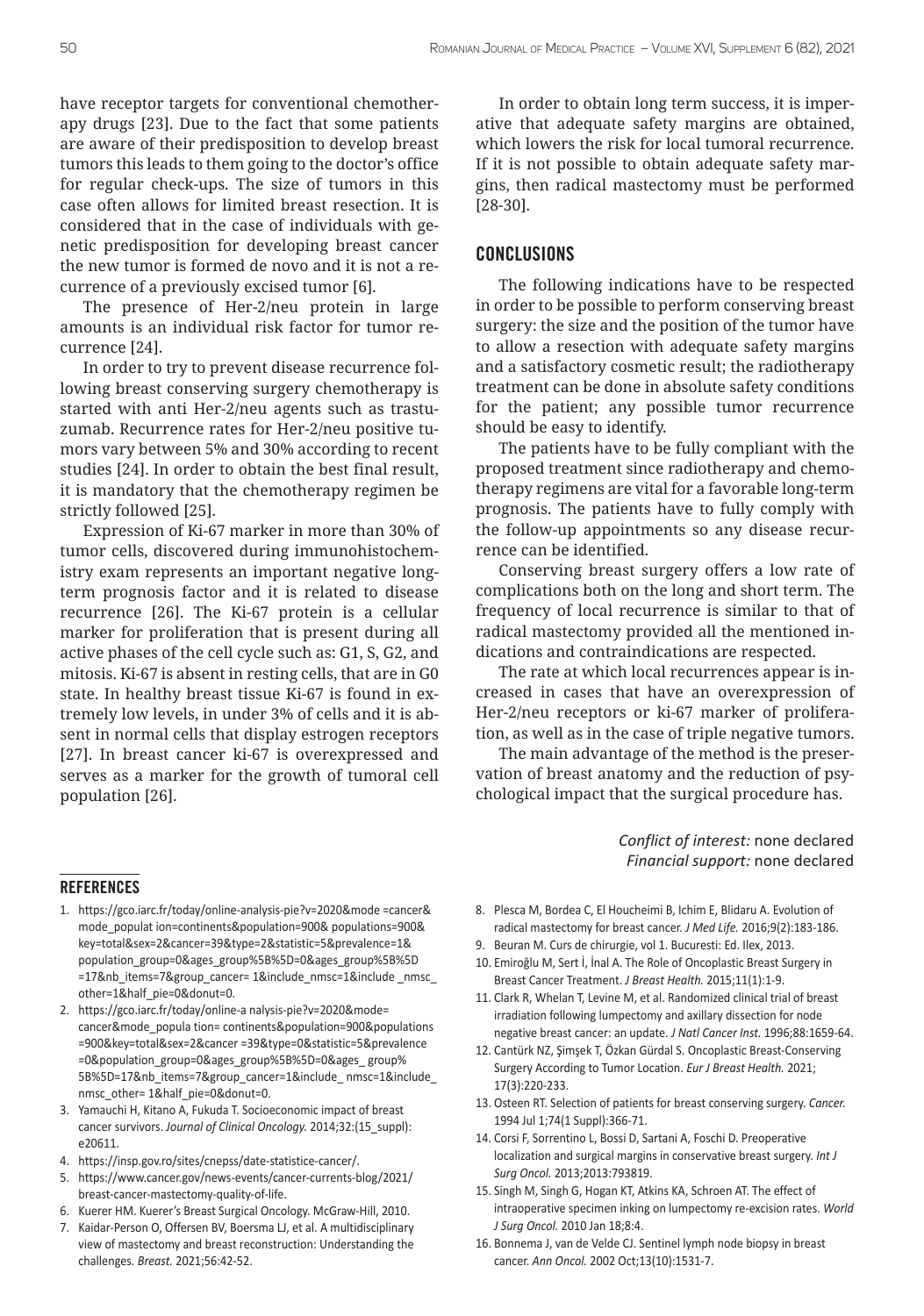have receptor targets for conventional chemotherapy drugs [23]. Due to the fact that some patients are aware of their predisposition to develop breast tumors this leads to them going to the doctor's office for regular check-ups. The size of tumors in this case often allows for limited breast resection. It is considered that in the case of individuals with genetic predisposition for developing breast cancer the new tumor is formed de novo and it is not a recurrence of a previously excised tumor [6].

The presence of Her-2/neu protein in large amounts is an individual risk factor for tumor recurrence [24].

In order to try to prevent disease recurrence following breast conserving surgery chemotherapy is started with anti Her-2/neu agents such as trastuzumab. Recurrence rates for Her-2/neu positive tumors vary between 5% and 30% according to recent studies [24]. In order to obtain the best final result, it is mandatory that the chemotherapy regimen be strictly followed [25].

Expression of Ki-67 marker in more than 30% of tumor cells, discovered during immunohistochemistry exam represents an important negative long-term prognosis factor and it is related to disease recurrence [26]. The Ki-67 protein is a cellular marker for proliferation that is present during all active phases of the cell cycle such as: G1, S, G2, and mitosis. Ki-67 is absent in resting cells, that are in G0 state. In healthy breast tissue Ki-67 is found in extremely low levels, in under 3% of cells and it is absent in normal cells that display estrogen receptors [27]. In breast cancer ki-67 is overexpressed and serves as a marker for the growth of tumoral cell population [26].

In order to obtain long term success, it is imperative that adequate safety margins are obtained, which lowers the risk for local tumoral recurrence. If it is not possible to obtain adequate safety margins, then radical mastectomy must be performed [28-30].

## CONCLUSIONS

The following indications have to be respected in order to be possible to perform conserving breast surgery: the size and the position of the tumor have to allow a resection with adequate safety margins and a satisfactory cosmetic result; the radiotherapy treatment can be done in absolute safety conditions for the patient; any possible tumor recurrence should be easy to identify.

The patients have to be fully compliant with the proposed treatment since radiotherapy and chemotherapy regimens are vital for a favorable long-term prognosis. The patients have to fully comply with the follow-up appointments so any disease recurrence can be identified.

Conserving breast surgery offers a low rate of complications both on the long and short term. The frequency of local recurrence is similar to that of radical mastectomy provided all the mentioned indications and contraindications are respected.

The rate at which local recurrences appear is increased in cases that have an overexpression of Her-2/neu receptors or ki-67 marker of proliferation, as well as in the case of triple negative tumors.

The main advantage of the method is the preservation of breast anatomy and the reduction of psychological impact that the surgical procedure has.

*Conflict of interest:* none declared
*Financial support:* none declared

## REFERENCES

1. https://gco.iarc.fr/today/online-analysis-pie?v=2020&mode =cancer&mode_populat ion=continents&population=900& populations=900&key=total&sex=2&cancer=39&type=2&statistic=5&prevalence=1&population_group=0&ages_group%5B%5D=0&ages_group%5B%5D=17&nb_items=7&group_cancer= 1&include_nmsc=1&include _nmsc_other=1&half_pie=0&donut=0.
2. https://gco.iarc.fr/today/online-a nalysis-pie?v=2020&mode= cancer&mode_popula tion= continents&population=900&populations=900&key=total&sex=2&cancer =39&type=0&statistic=5&prevalence=0&population_group=0&ages_group%5B%5D=0&ages_ group%5B%5D=17&nb_items=7&group_cancer=1&include_ nmsc=1&include_nmsc_other= 1&half_pie=0&donut=0.
3. Yamauchi H, Kitano A, Fukuda T. Socioeconomic impact of breast cancer survivors. *Journal of Clinical Oncology.* 2014;32:(15_suppl): e20611.
4. https://insp.gov.ro/sites/cnepss/date-statistice-cancer/.
5. https://www.cancer.gov/news-events/cancer-currents-blog/2021/breast-cancer-mastectomy-quality-of-life.
6. Kuerer HM. Kuerer's Breast Surgical Oncology. McGraw-Hill, 2010.
7. Kaidar-Person O, Offersen BV, Boersma LJ, et al. A multidisciplinary view of mastectomy and breast reconstruction: Understanding the challenges. *Breast.* 2021;56:42-52.
8. Plesca M, Bordea C, El Houcheimi B, Ichim E, Blidaru A. Evolution of radical mastectomy for breast cancer. *J Med Life.* 2016;9(2):183-186.
9. Beuran M. Curs de chirurgie, vol 1. Bucuresti: Ed. Ilex, 2013.
10. Emiroğlu M, Sert İ, İnal A. The Role of Oncoplastic Breast Surgery in Breast Cancer Treatment. *J Breast Health.* 2015;11(1):1-9.
11. Clark R, Whelan T, Levine M, et al. Randomized clinical trial of breast irradiation following lumpectomy and axillary dissection for node negative breast cancer: an update. *J Natl Cancer Inst.* 1996;88:1659-64.
12. Cantürk NZ, Şimşek T, Özkan Gürdal S. Oncoplastic Breast-Conserving Surgery According to Tumor Location. *Eur J Breast Health.* 2021; 17(3):220-233.
13. Osteen RT. Selection of patients for breast conserving surgery. *Cancer.* 1994 Jul 1;74(1 Suppl):366-71.
14. Corsi F, Sorrentino L, Bossi D, Sartani A, Foschi D. Preoperative localization and surgical margins in conservative breast surgery. *Int J Surg Oncol.* 2013;2013:793819.
15. Singh M, Singh G, Hogan KT, Atkins KA, Schroen AT. The effect of intraoperative specimen inking on lumpectomy re-excision rates. *World J Surg Oncol.* 2010 Jan 18;8:4.
16. Bonnema J, van de Velde CJ. Sentinel lymph node biopsy in breast cancer. *Ann Oncol.* 2002 Oct;13(10):1531-7.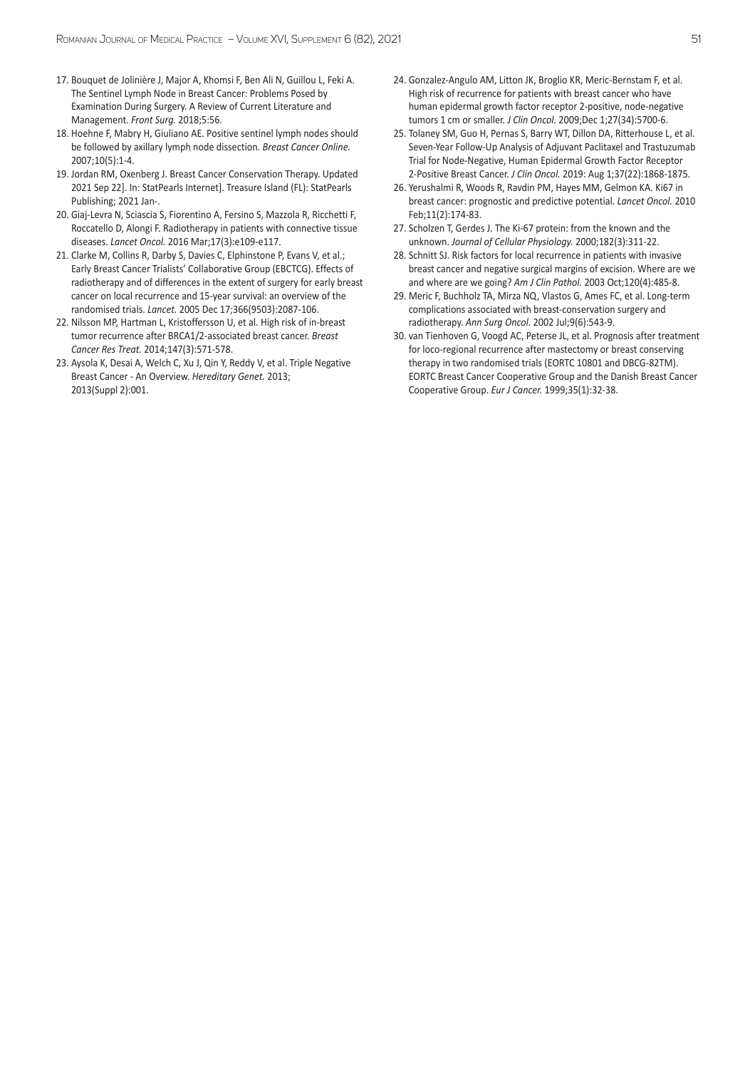17. Bouquet de Jolinière J, Major A, Khomsi F, Ben Ali N, Guillou L, Feki A. The Sentinel Lymph Node in Breast Cancer: Problems Posed by Examination During Surgery. A Review of Current Literature and Management. *Front Surg.* 2018;5:56.
18. Hoehne F, Mabry H, Giuliano AE. Positive sentinel lymph nodes should be followed by axillary lymph node dissection. *Breast Cancer Online.* 2007;10(5):1-4.
19. Jordan RM, Oxenberg J. Breast Cancer Conservation Therapy. Updated 2021 Sep 22]. In: StatPearls Internet]. Treasure Island (FL): StatPearls Publishing; 2021 Jan-.
20. Giaj-Levra N, Sciascia S, Fiorentino A, Fersino S, Mazzola R, Ricchetti F, Roccatello D, Alongi F. Radiotherapy in patients with connective tissue diseases. *Lancet Oncol.* 2016 Mar;17(3):e109-e117.
21. Clarke M, Collins R, Darby S, Davies C, Elphinstone P, Evans V, et al.; Early Breast Cancer Trialists' Collaborative Group (EBCTCG). Effects of radiotherapy and of differences in the extent of surgery for early breast cancer on local recurrence and 15-year survival: an overview of the randomised trials. *Lancet.* 2005 Dec 17;366(9503):2087-106.
22. Nilsson MP, Hartman L, Kristoffersson U, et al. High risk of in-breast tumor recurrence after BRCA1/2-associated breast cancer. *Breast Cancer Res Treat.* 2014;147(3):571-578.
23. Aysola K, Desai A, Welch C, Xu J, Qin Y, Reddy V, et al. Triple Negative Breast Cancer - An Overview. *Hereditary Genet.* 2013; 2013(Suppl 2):001.
24. Gonzalez-Angulo AM, Litton JK, Broglio KR, Meric-Bernstam F, et al. High risk of recurrence for patients with breast cancer who have human epidermal growth factor receptor 2-positive, node-negative tumors 1 cm or smaller. *J Clin Oncol.* 2009;Dec 1;27(34):5700-6.
25. Tolaney SM, Guo H, Pernas S, Barry WT, Dillon DA, Ritterhouse L, et al. Seven-Year Follow-Up Analysis of Adjuvant Paclitaxel and Trastuzumab Trial for Node-Negative, Human Epidermal Growth Factor Receptor 2-Positive Breast Cancer. *J Clin Oncol.* 2019: Aug 1;37(22):1868-1875.
26. Yerushalmi R, Woods R, Ravdin PM, Hayes MM, Gelmon KA. Ki67 in breast cancer: prognostic and predictive potential. *Lancet Oncol.* 2010 Feb;11(2):174-83.
27. Scholzen T, Gerdes J. The Ki-67 protein: from the known and the unknown. *Journal of Cellular Physiology.* 2000;182(3):311-22.
28. Schnitt SJ. Risk factors for local recurrence in patients with invasive breast cancer and negative surgical margins of excision. Where are we and where are we going? *Am J Clin Pathol.* 2003 Oct;120(4):485-8.
29. Meric F, Buchholz TA, Mirza NQ, Vlastos G, Ames FC, et al. Long-term complications associated with breast-conservation surgery and radiotherapy. *Ann Surg Oncol*. 2002 Jul;9(6):543-9.
30. van Tienhoven G, Voogd AC, Peterse JL, et al. Prognosis after treatment for loco-regional recurrence after mastectomy or breast conserving therapy in two randomised trials (EORTC 10801 and DBCG-82TM). EORTC Breast Cancer Cooperative Group and the Danish Breast Cancer Cooperative Group. *Eur J Cancer.* 1999;35(1):32-38.